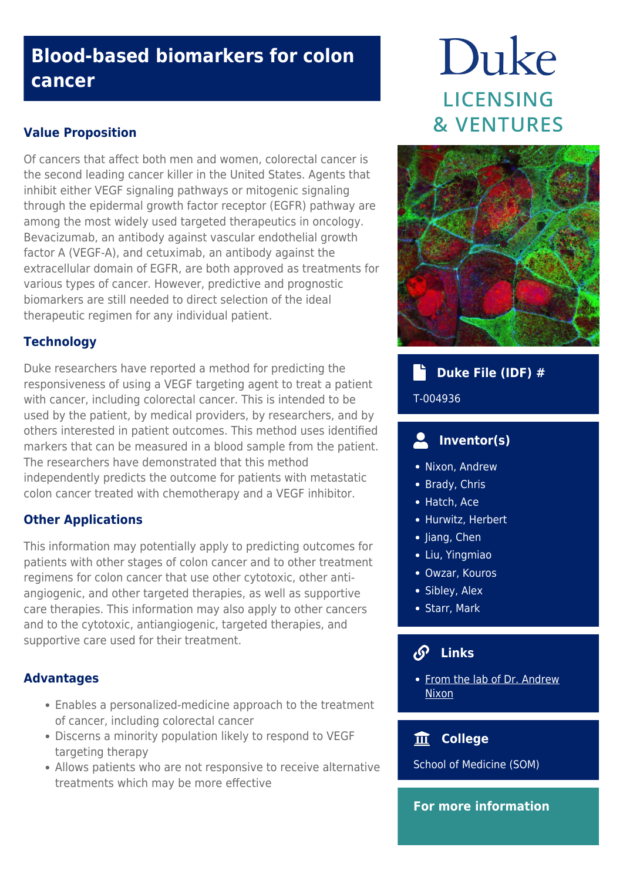# Blood-based biomarkers for colon cancer

Duke
LICENSING
& VENTURES

## Value Proposition

Of cancers that affect both men and women, colorectal cancer is the second leading cancer killer in the United States. Agents that inhibit either VEGF signaling pathways or mitogenic signaling through the epidermal growth factor receptor (EGFR) pathway are among the most widely used targeted therapeutics in oncology. Bevacizumab, an antibody against vascular endothelial growth factor A (VEGF-A), and cetuximab, an antibody against the extracellular domain of EGFR, are both approved as treatments for various types of cancer. However, predictive and prognostic biomarkers are still needed to direct selection of the ideal therapeutic regimen for any individual patient.

## Technology

Duke researchers have reported a method for predicting the responsiveness of using a VEGF targeting agent to treat a patient with cancer, including colorectal cancer. This is intended to be used by the patient, by medical providers, by researchers, and by others interested in patient outcomes. This method uses identified markers that can be measured in a blood sample from the patient. The researchers have demonstrated that this method independently predicts the outcome for patients with metastatic colon cancer treated with chemotherapy and a VEGF inhibitor.

## Other Applications

This information may potentially apply to predicting outcomes for patients with other stages of colon cancer and to other treatment regimens for colon cancer that use other cytotoxic, other anti-angiogenic, and other targeted therapies, as well as supportive care therapies. This information may also apply to other cancers and to the cytotoxic, antiangiogenic, targeted therapies, and supportive care used for their treatment.

## Advantages

- Enables a personalized-medicine approach to the treatment of cancer, including colorectal cancer
- Discerns a minority population likely to respond to VEGF targeting therapy
- Allows patients who are not responsive to receive alternative treatments which may be more effective

### Duke File (IDF) #

T-004936

### Inventor(s)

- Nixon, Andrew
- Brady, Chris
- Hatch, Ace
- Hurwitz, Herbert
- Jiang, Chen
- Liu, Yingmiao
- Owzar, Kouros
- Sibley, Alex
- Starr, Mark

### Links

- From the lab of Dr. Andrew Nixon

### College

School of Medicine (SOM)

### For more information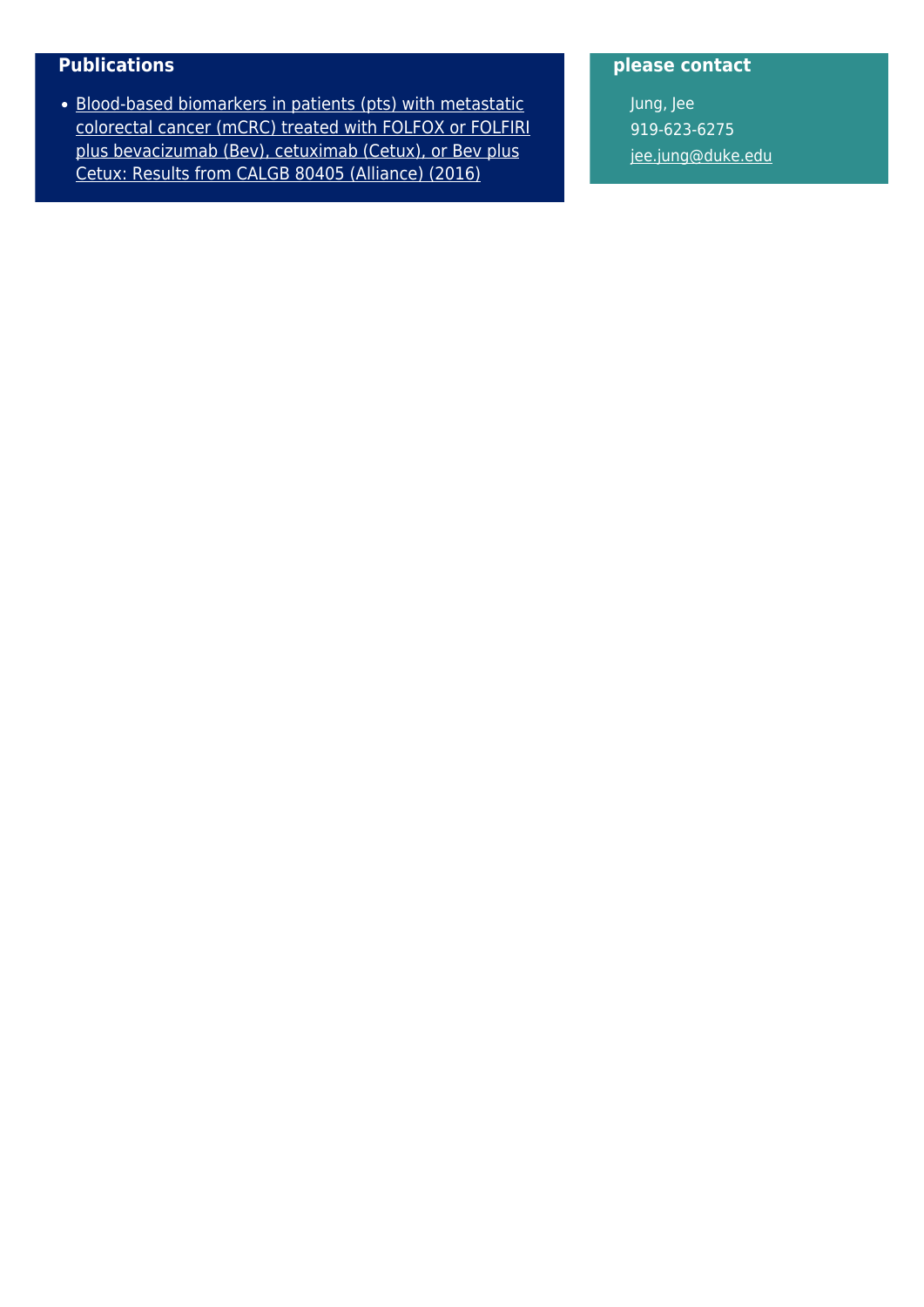## Publications

- Blood-based biomarkers in patients (pts) with metastatic colorectal cancer (mCRC) treated with FOLFOX or FOLFIRI plus bevacizumab (Bev), cetuximab (Cetux), or Bev plus Cetux: Results from CALGB 80405 (Alliance) (2016)

## please contact

Jung, Jee
919-623-6275
jee.jung@duke.edu